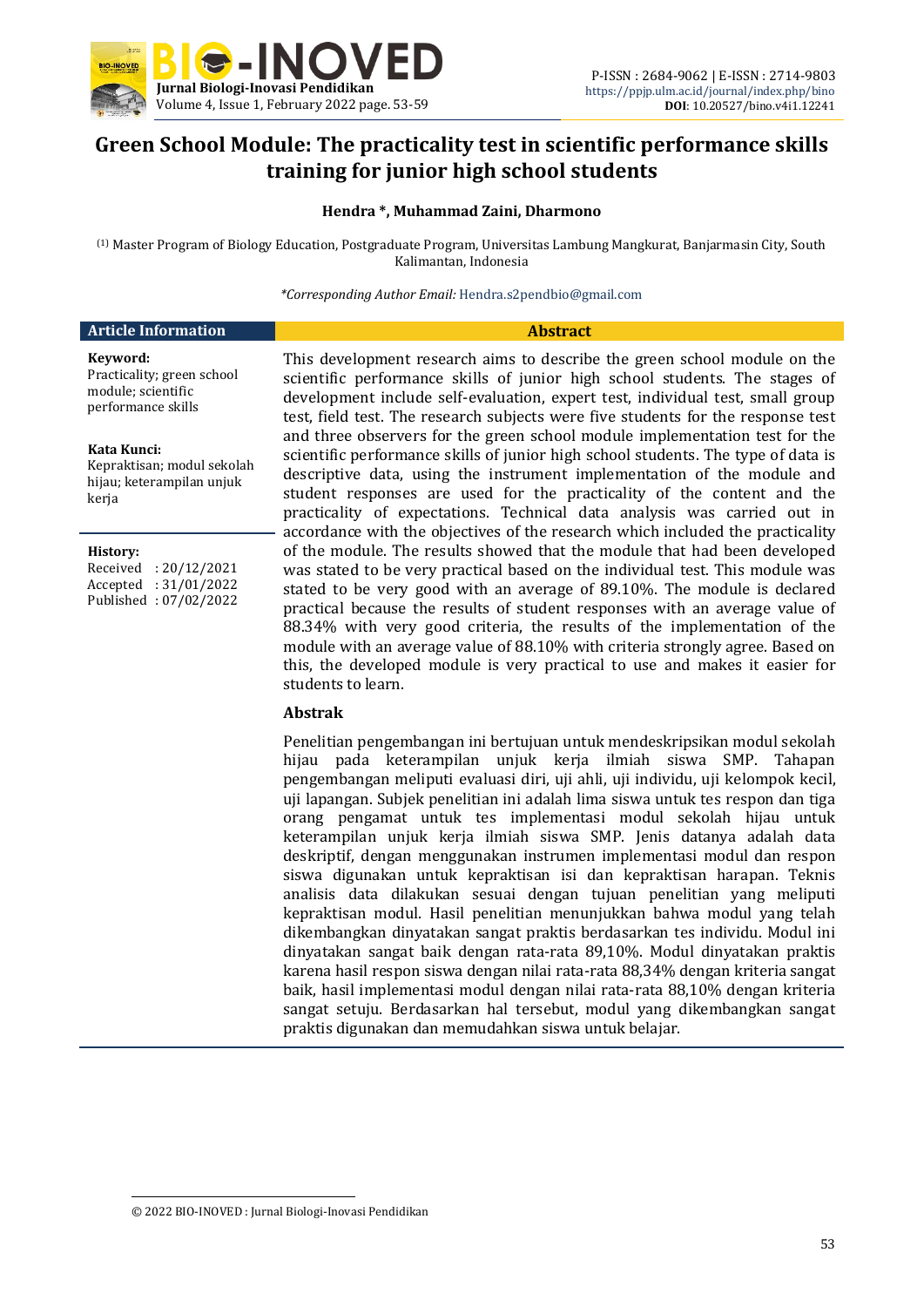# Green School Module: The practicality test in scientific performance skills training for junior high school students

**Hendra \*, Muhammad Zaini, Dharmono**

[1] Master Program of Biology Education, Postgraduate Program, Universitas Lambung Mangkurat, Banjarmasin City, South Kalimantan, Indonesia

*\*Corresponding Author Email:* Hendra.s2pendbio@gmail.com

## Article Information

**Keyword:**
Practicality; green school module; scientific performance skills

**Kata Kunci:**
Kepraktisan; modul sekolah hijau; keterampilan unjuk kerja

**History:**
Received : 20/12/2021
Accepted : 31/01/2022
Published : 07/02/2022

## Abstract

This development research aims to describe the green school module on the scientific performance skills of junior high school students. The stages of development include self-evaluation, expert test, individual test, small group test, field test. The research subjects were five students for the response test and three observers for the green school module implementation test for the scientific performance skills of junior high school students. The type of data is descriptive data, using the instrument implementation of the module and student responses are used for the practicality of the content and the practicality of expectations. Technical data analysis was carried out in accordance with the objectives of the research which included the practicality of the module. The results showed that the module that had been developed was stated to be very practical based on the individual test. This module was stated to be very good with an average of 89.10%. The module is declared practical because the results of student responses with an average value of 88.34% with very good criteria, the results of the implementation of the module with an average value of 88.10% with criteria strongly agree. Based on this, the developed module is very practical to use and makes it easier for students to learn.

## Abstrak

Penelitian pengembangan ini bertujuan untuk mendeskripsikan modul sekolah hijau pada keterampilan unjuk kerja ilmiah siswa SMP. Tahapan pengembangan meliputi evaluasi diri, uji ahli, uji individu, uji kelompok kecil, uji lapangan. Subjek penelitian ini adalah lima siswa untuk tes respon dan tiga orang pengamat untuk tes implementasi modul sekolah hijau untuk keterampilan unjuk kerja ilmiah siswa SMP. Jenis datanya adalah data deskriptif, dengan menggunakan instrumen implementasi modul dan respon siswa digunakan untuk kepraktisan isi dan kepraktisan harapan. Teknis analisis data dilakukan sesuai dengan tujuan penelitian yang meliputi kepraktisan modul. Hasil penelitian menunjukkan bahwa modul yang telah dikembangkan dinyatakan sangat praktis berdasarkan tes individu. Modul ini dinyatakan sangat baik dengan rata-rata 89,10%. Modul dinyatakan praktis karena hasil respon siswa dengan nilai rata-rata 88,34% dengan kriteria sangat baik, hasil implementasi modul dengan nilai rata-rata 88,10% dengan kriteria sangat setuju. Berdasarkan hal tersebut, modul yang dikembangkan sangat praktis digunakan dan memudahkan siswa untuk belajar.

© 2022 BIO-INOVED : Jurnal Biologi-Inovasi Pendidikan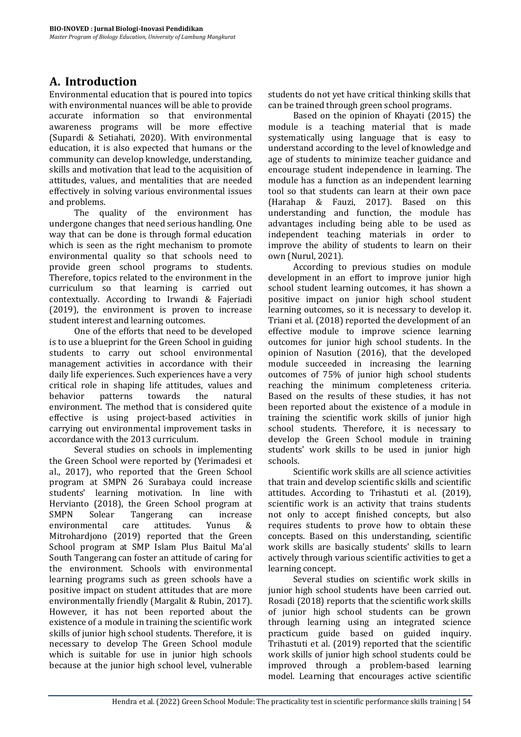## A. Introduction

Environmental education that is poured into topics with environmental nuances will be able to provide accurate information so that environmental awareness programs will be more effective (Supardi & Setiahati, 2020). With environmental education, it is also expected that humans or the community can develop knowledge, understanding, skills and motivation that lead to the acquisition of attitudes, values, and mentalities that are needed effectively in solving various environmental issues and problems.

The quality of the environment has undergone changes that need serious handling. One way that can be done is through formal education which is seen as the right mechanism to promote environmental quality so that schools need to provide green school programs to students. Therefore, topics related to the environment in the curriculum so that learning is carried out contextually. According to Irwandi & Fajeriadi (2019), the environment is proven to increase student interest and learning outcomes.

One of the efforts that need to be developed is to use a blueprint for the Green School in guiding students to carry out school environmental management activities in accordance with their daily life experiences. Such experiences have a very critical role in shaping life attitudes, values and behavior patterns towards the natural environment. The method that is considered quite effective is using project-based activities in carrying out environmental improvement tasks in accordance with the 2013 curriculum.

Several studies on schools in implementing the Green School were reported by (Yerimadesi et al., 2017), who reported that the Green School program at SMPN 26 Surabaya could increase students' learning motivation. In line with Hervianto (2018), the Green School program at SMPN Solear Tangerang can increase environmental care attitudes. Yunus & Mitrohardjono (2019) reported that the Green School program at SMP Islam Plus Baitul Ma'al South Tangerang can foster an attitude of caring for the environment. Schools with environmental learning programs such as green schools have a positive impact on student attitudes that are more environmentally friendly (Margalit & Rubin, 2017). However, it has not been reported about the existence of a module in training the scientific work skills of junior high school students. Therefore, it is necessary to develop The Green School module which is suitable for use in junior high schools because at the junior high school level, vulnerable students do not yet have critical thinking skills that can be trained through green school programs.

Based on the opinion of Khayati (2015) the module is a teaching material that is made systematically using language that is easy to understand according to the level of knowledge and age of students to minimize teacher guidance and encourage student independence in learning. The module has a function as an independent learning tool so that students can learn at their own pace (Harahap & Fauzi, 2017). Based on this understanding and function, the module has advantages including being able to be used as independent teaching materials in order to improve the ability of students to learn on their own (Nurul, 2021).

According to previous studies on module development in an effort to improve junior high school student learning outcomes, it has shown a positive impact on junior high school student learning outcomes, so it is necessary to develop it. Triani et al. (2018) reported the development of an effective module to improve science learning outcomes for junior high school students. In the opinion of Nasution (2016), that the developed module succeeded in increasing the learning outcomes of 75% of junior high school students reaching the minimum completeness criteria. Based on the results of these studies, it has not been reported about the existence of a module in training the scientific work skills of junior high school students. Therefore, it is necessary to develop the Green School module in training students' work skills to be used in junior high schools.

Scientific work skills are all science activities that train and develop scientific skills and scientific attitudes. According to Trihastuti et al. (2019), scientific work is an activity that trains students not only to accept finished concepts, but also requires students to prove how to obtain these concepts. Based on this understanding, scientific work skills are basically students' skills to learn actively through various scientific activities to get a learning concept.

Several studies on scientific work skills in junior high school students have been carried out. Rosadi (2018) reports that the scientific work skills of junior high school students can be grown through learning using an integrated science practicum guide based on guided inquiry. Trihastuti et al. (2019) reported that the scientific work skills of junior high school students could be improved through a problem-based learning model. Learning that encourages active scientific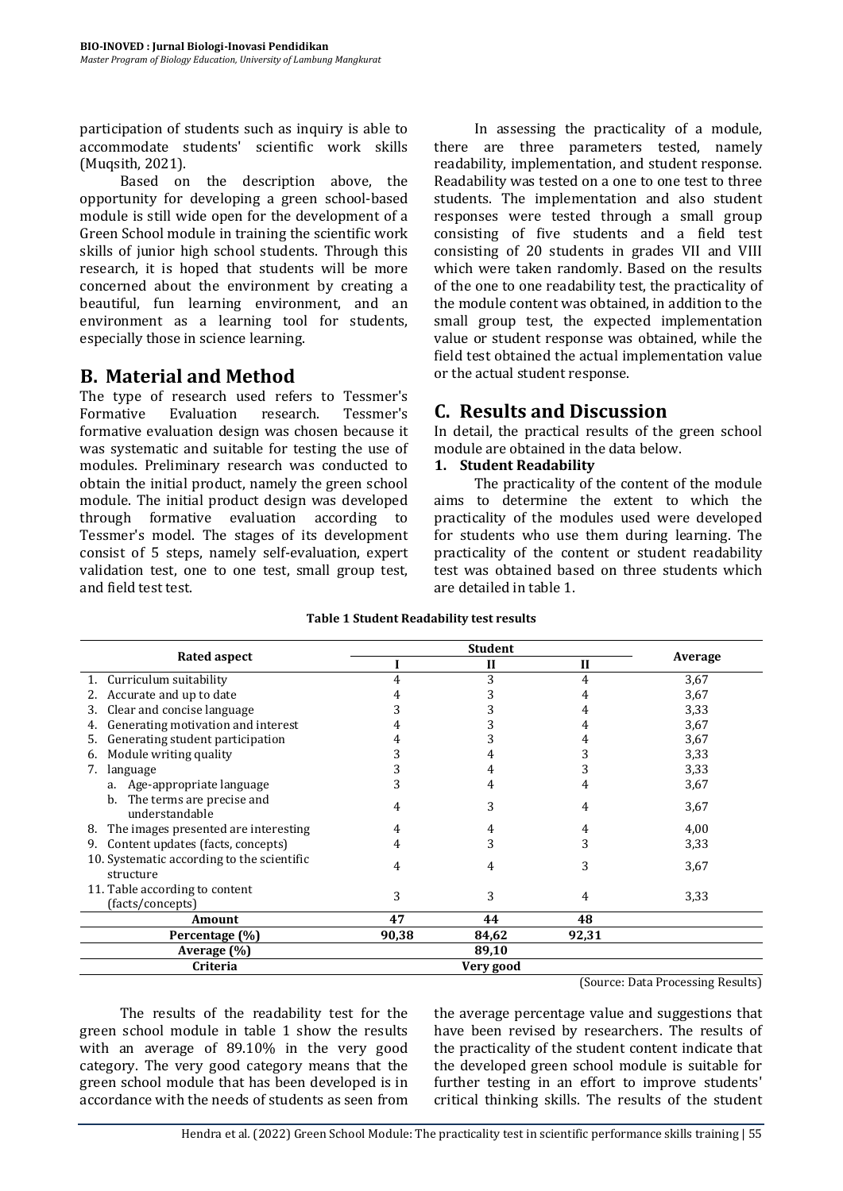participation of students such as inquiry is able to accommodate students' scientific work skills (Muqsith, 2021).

Based on the description above, the opportunity for developing a green school-based module is still wide open for the development of a Green School module in training the scientific work skills of junior high school students. Through this research, it is hoped that students will be more concerned about the environment by creating a beautiful, fun learning environment, and an environment as a learning tool for students, especially those in science learning.

## B. Material and Method

The type of research used refers to Tessmer's Formative Evaluation research. Tessmer's formative evaluation design was chosen because it was systematic and suitable for testing the use of modules. Preliminary research was conducted to obtain the initial product, namely the green school module. The initial product design was developed through formative evaluation according to Tessmer's model. The stages of its development consist of 5 steps, namely self-evaluation, expert validation test, one to one test, small group test, and field test test.

In assessing the practicality of a module, there are three parameters tested, namely readability, implementation, and student response. Readability was tested on a one to one test to three students. The implementation and also student responses were tested through a small group consisting of five students and a field test consisting of 20 students in grades VII and VIII which were taken randomly. Based on the results of the one to one readability test, the practicality of the module content was obtained, in addition to the small group test, the expected implementation value or student response was obtained, while the field test obtained the actual implementation value or the actual student response.

## C. Results and Discussion

In detail, the practical results of the green school module are obtained in the data below.

### 1. Student Readability

The practicality of the content of the module aims to determine the extent to which the practicality of the modules used were developed for students who use them during learning. The practicality of the content or student readability test was obtained based on three students which are detailed in table 1.

**Table 1 Student Readability test results**

| Rated aspect | Student | | | Average |
|---|---|---|---|---|
| | I | II | II | |
| 1. Curriculum suitability | 4 | 3 | 4 | 3,67 |
| 2. Accurate and up to date | 4 | 3 | 4 | 3,67 |
| 3. Clear and concise language | 3 | 3 | 4 | 3,33 |
| 4. Generating motivation and interest | 4 | 3 | 4 | 3,67 |
| 5. Generating student participation | 4 | 3 | 4 | 3,67 |
| 6. Module writing quality | 3 | 4 | 3 | 3,33 |
| 7. language | 3 | 4 | 3 | 3,33 |
| a. Age-appropriate language | 3 | 4 | 4 | 3,67 |
| b. The terms are precise and understandable | 4 | 3 | 4 | 3,67 |
| 8. The images presented are interesting | 4 | 4 | 4 | 4,00 |
| 9. Content updates (facts, concepts) | 4 | 3 | 3 | 3,33 |
| 10. Systematic according to the scientific structure | 4 | 4 | 3 | 3,67 |
| 11. Table according to content (facts/concepts) | 3 | 3 | 4 | 3,33 |
| **Amount** | **47** | **44** | **48** | |
| **Percentage (%)** | **90,38** | **84,62** | **92,31** | |
| **Average (%)** | | **89,10** | | |
| **Criteria** | | **Very good** | | |

(Source: Data Processing Results)

The results of the readability test for the green school module in table 1 show the results with an average of 89.10% in the very good category. The very good category means that the green school module that has been developed is in accordance with the needs of students as seen from the average percentage value and suggestions that have been revised by researchers. The results of the practicality of the student content indicate that the developed green school module is suitable for further testing in an effort to improve students' critical thinking skills. The results of the student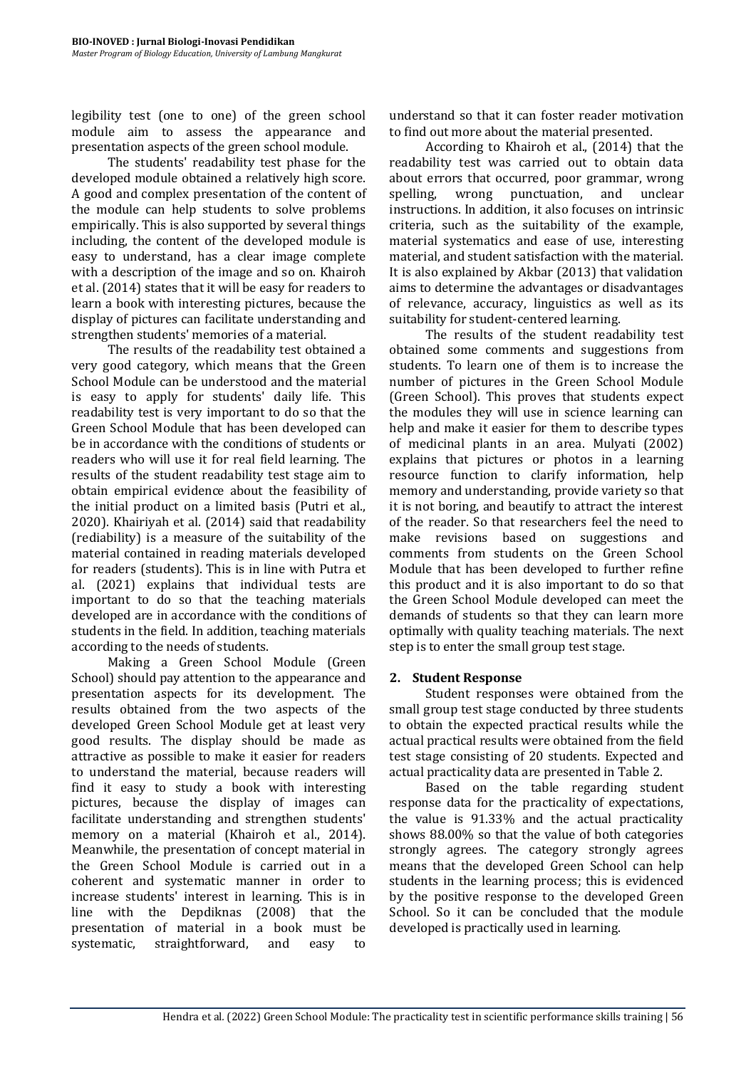legibility test (one to one) of the green school module aim to assess the appearance and presentation aspects of the green school module.

The students' readability test phase for the developed module obtained a relatively high score. A good and complex presentation of the content of the module can help students to solve problems empirically. This is also supported by several things including, the content of the developed module is easy to understand, has a clear image complete with a description of the image and so on. Khairoh et al. (2014) states that it will be easy for readers to learn a book with interesting pictures, because the display of pictures can facilitate understanding and strengthen students' memories of a material.

The results of the readability test obtained a very good category, which means that the Green School Module can be understood and the material is easy to apply for students' daily life. This readability test is very important to do so that the Green School Module that has been developed can be in accordance with the conditions of students or readers who will use it for real field learning. The results of the student readability test stage aim to obtain empirical evidence about the feasibility of the initial product on a limited basis (Putri et al., 2020). Khairiyah et al. (2014) said that readability (rediability) is a measure of the suitability of the material contained in reading materials developed for readers (students). This is in line with Putra et al. (2021) explains that individual tests are important to do so that the teaching materials developed are in accordance with the conditions of students in the field. In addition, teaching materials according to the needs of students.

Making a Green School Module (Green School) should pay attention to the appearance and presentation aspects for its development. The results obtained from the two aspects of the developed Green School Module get at least very good results. The display should be made as attractive as possible to make it easier for readers to understand the material, because readers will find it easy to study a book with interesting pictures, because the display of images can facilitate understanding and strengthen students' memory on a material (Khairoh et al., 2014). Meanwhile, the presentation of concept material in the Green School Module is carried out in a coherent and systematic manner in order to increase students' interest in learning. This is in line with the Depdiknas (2008) that the presentation of material in a book must be systematic, straightforward, and easy to understand so that it can foster reader motivation to find out more about the material presented.

According to Khairoh et al., (2014) that the readability test was carried out to obtain data about errors that occurred, poor grammar, wrong spelling, wrong punctuation, and unclear instructions. In addition, it also focuses on intrinsic criteria, such as the suitability of the example, material systematics and ease of use, interesting material, and student satisfaction with the material. It is also explained by Akbar (2013) that validation aims to determine the advantages or disadvantages of relevance, accuracy, linguistics as well as its suitability for student-centered learning.

The results of the student readability test obtained some comments and suggestions from students. To learn one of them is to increase the number of pictures in the Green School Module (Green School). This proves that students expect the modules they will use in science learning can help and make it easier for them to describe types of medicinal plants in an area. Mulyati (2002) explains that pictures or photos in a learning resource function to clarify information, help memory and understanding, provide variety so that it is not boring, and beautify to attract the interest of the reader. So that researchers feel the need to make revisions based on suggestions and comments from students on the Green School Module that has been developed to further refine this product and it is also important to do so that the Green School Module developed can meet the demands of students so that they can learn more optimally with quality teaching materials. The next step is to enter the small group test stage.

## 2. Student Response

Student responses were obtained from the small group test stage conducted by three students to obtain the expected practical results while the actual practical results were obtained from the field test stage consisting of 20 students. Expected and actual practicality data are presented in Table 2.

Based on the table regarding student response data for the practicality of expectations, the value is 91.33% and the actual practicality shows 88.00% so that the value of both categories strongly agrees. The category strongly agrees means that the developed Green School can help students in the learning process; this is evidenced by the positive response to the developed Green School. So it can be concluded that the module developed is practically used in learning.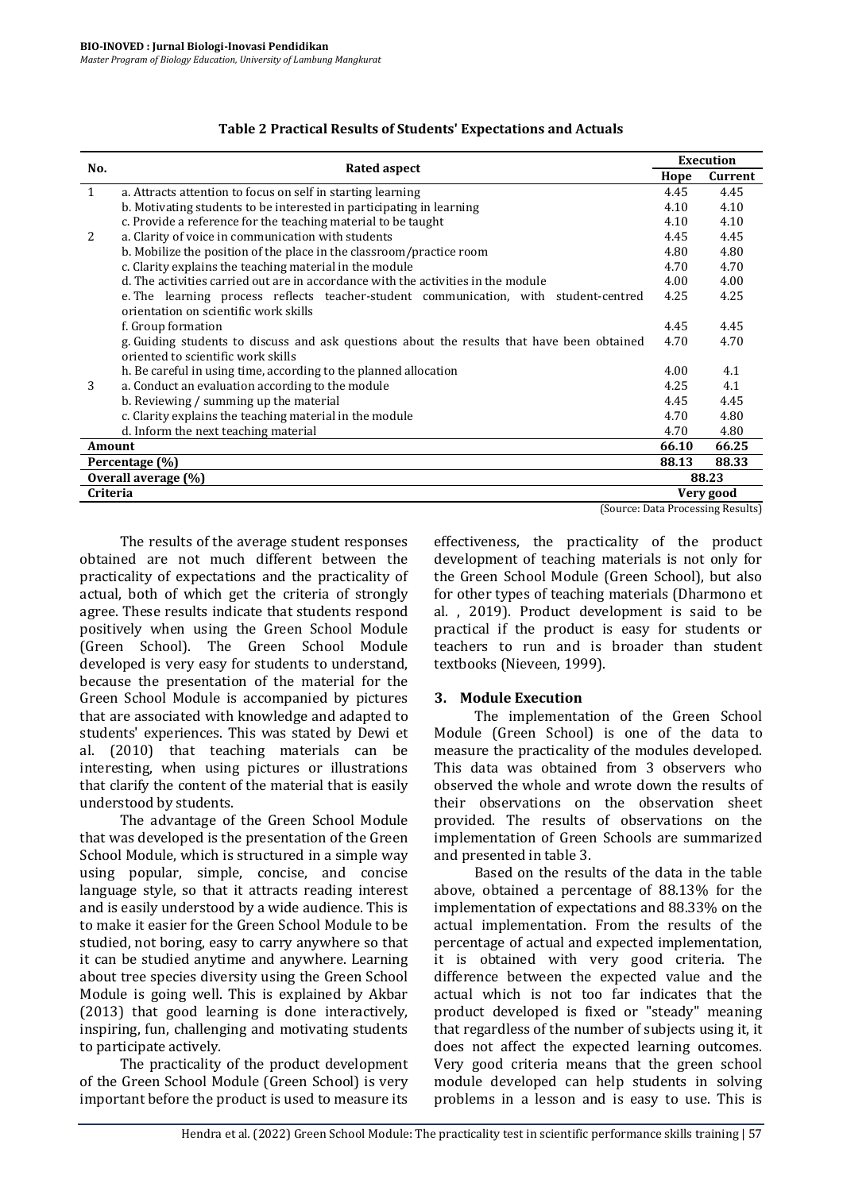**Table 2 Practical Results of Students' Expectations and Actuals**

| No. | Rated aspect | Execution | |
|---|---|---|---|
| | | Hope | Current |
| 1 | a. Attracts attention to focus on self in starting learning | 4.45 | 4.45 |
| | b. Motivating students to be interested in participating in learning | 4.10 | 4.10 |
| | c. Provide a reference for the teaching material to be taught | 4.10 | 4.10 |
| 2 | a. Clarity of voice in communication with students | 4.45 | 4.45 |
| | b. Mobilize the position of the place in the classroom/practice room | 4.80 | 4.80 |
| | c. Clarity explains the teaching material in the module | 4.70 | 4.70 |
| | d. The activities carried out are in accordance with the activities in the module | 4.00 | 4.00 |
| | e. The learning process reflects teacher-student communication, with student-centred orientation on scientific work skills | 4.25 | 4.25 |
| | f. Group formation | 4.45 | 4.45 |
| | g. Guiding students to discuss and ask questions about the results that have been obtained oriented to scientific work skills | 4.70 | 4.70 |
| | h. Be careful in using time, according to the planned allocation | 4.00 | 4.1 |
| 3 | a. Conduct an evaluation according to the module | 4.25 | 4.1 |
| | b. Reviewing / summing up the material | 4.45 | 4.45 |
| | c. Clarity explains the teaching material in the module | 4.70 | 4.80 |
| | d. Inform the next teaching material | 4.70 | 4.80 |
| **Amount** | | **66.10** | **66.25** |
| **Percentage (%)** | | **88.13** | **88.33** |
| **Overall average (%)** | | **88.23** | |
| **Criteria** | | **Very good** | |

(Source: Data Processing Results)

The results of the average student responses obtained are not much different between the practicality of expectations and the practicality of actual, both of which get the criteria of strongly agree. These results indicate that students respond positively when using the Green School Module (Green School). The Green School Module developed is very easy for students to understand, because the presentation of the material for the Green School Module is accompanied by pictures that are associated with knowledge and adapted to students' experiences. This was stated by Dewi et al. (2010) that teaching materials can be interesting, when using pictures or illustrations that clarify the content of the material that is easily understood by students.

The advantage of the Green School Module that was developed is the presentation of the Green School Module, which is structured in a simple way using popular, simple, concise, and concise language style, so that it attracts reading interest and is easily understood by a wide audience. This is to make it easier for the Green School Module to be studied, not boring, easy to carry anywhere so that it can be studied anytime and anywhere. Learning about tree species diversity using the Green School Module is going well. This is explained by Akbar (2013) that good learning is done interactively, inspiring, fun, challenging and motivating students to participate actively.

The practicality of the product development of the Green School Module (Green School) is very important before the product is used to measure its effectiveness, the practicality of the product development of teaching materials is not only for the Green School Module (Green School), but also for other types of teaching materials (Dharmono et al. , 2019). Product development is said to be practical if the product is easy for students or teachers to run and is broader than student textbooks (Nieveen, 1999).

### 3. Module Execution

The implementation of the Green School Module (Green School) is one of the data to measure the practicality of the modules developed. This data was obtained from 3 observers who observed the whole and wrote down the results of their observations on the observation sheet provided. The results of observations on the implementation of Green Schools are summarized and presented in table 3.

Based on the results of the data in the table above, obtained a percentage of 88.13% for the implementation of expectations and 88.33% on the actual implementation. From the results of the percentage of actual and expected implementation, it is obtained with very good criteria. The difference between the expected value and the actual which is not too far indicates that the product developed is fixed or "steady" meaning that regardless of the number of subjects using it, it does not affect the expected learning outcomes. Very good criteria means that the green school module developed can help students in solving problems in a lesson and is easy to use. This is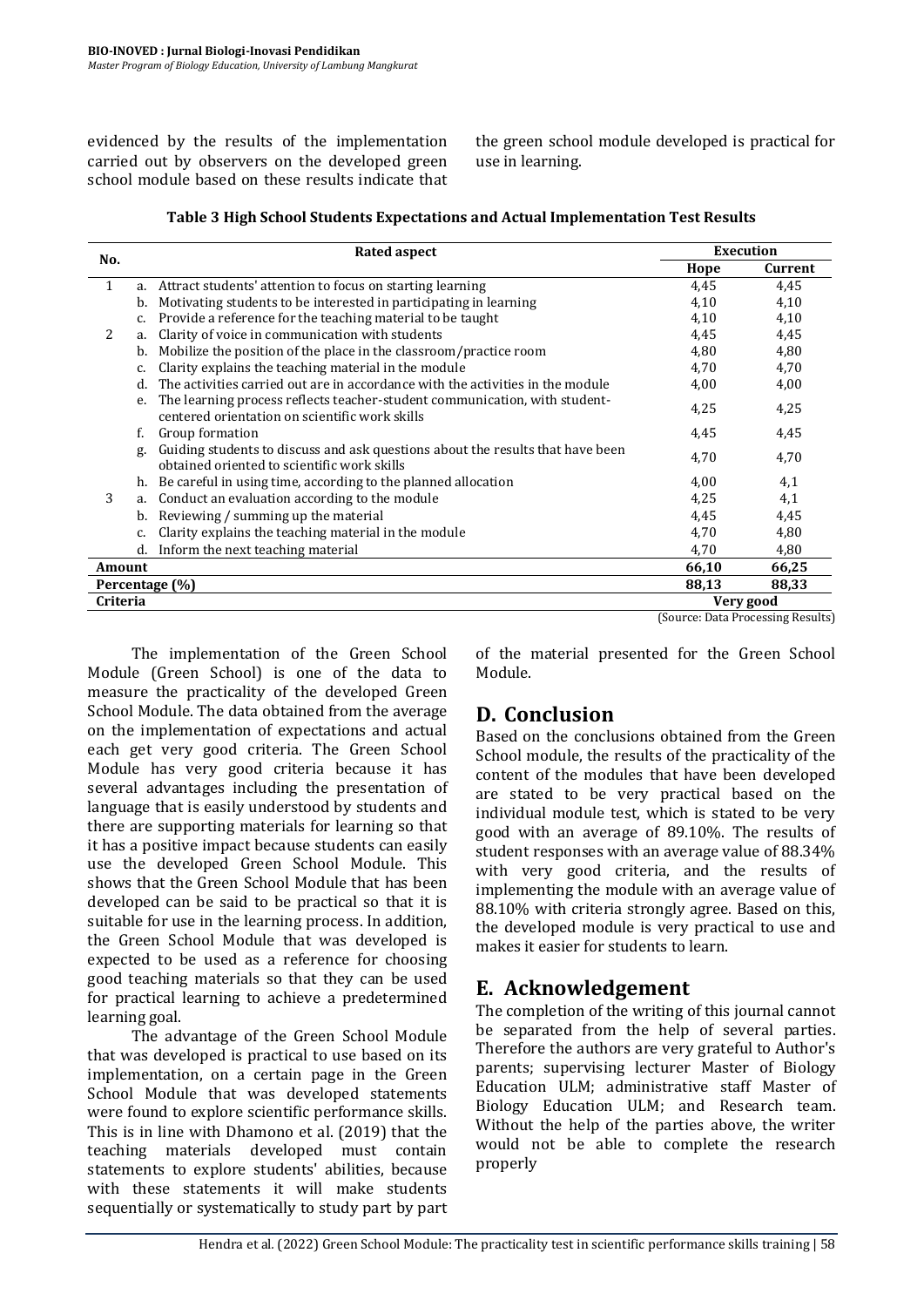evidenced by the results of the implementation carried out by observers on the developed green school module based on these results indicate that the green school module developed is practical for use in learning.

**Table 3 High School Students Expectations and Actual Implementation Test Results**

| No. | Rated aspect | Execution | |
|---|---|---|---|
| | | Hope | Current |
| 1 | a. Attract students' attention to focus on starting learning | 4,45 | 4,45 |
| | b. Motivating students to be interested in participating in learning | 4,10 | 4,10 |
| | c. Provide a reference for the teaching material to be taught | 4,10 | 4,10 |
| 2 | a. Clarity of voice in communication with students | 4,45 | 4,45 |
| | b. Mobilize the position of the place in the classroom/practice room | 4,80 | 4,80 |
| | c. Clarity explains the teaching material in the module | 4,70 | 4,70 |
| | d. The activities carried out are in accordance with the activities in the module | 4,00 | 4,00 |
| | e. The learning process reflects teacher-student communication, with student-centered orientation on scientific work skills | 4,25 | 4,25 |
| | f. Group formation | 4,45 | 4,45 |
| | g. Guiding students to discuss and ask questions about the results that have been obtained oriented to scientific work skills | 4,70 | 4,70 |
| | h. Be careful in using time, according to the planned allocation | 4,00 | 4,1 |
| 3 | a. Conduct an evaluation according to the module | 4,25 | 4,1 |
| | b. Reviewing / summing up the material | 4,45 | 4,45 |
| | c. Clarity explains the teaching material in the module | 4,70 | 4,80 |
| | d. Inform the next teaching material | 4,70 | 4,80 |
| **Amount** | | **66,10** | **66,25** |
| **Percentage (%)** | | **88,13** | **88,33** |
| **Criteria** | | **Very good** | |

(Source: Data Processing Results)

The implementation of the Green School Module (Green School) is one of the data to measure the practicality of the developed Green School Module. The data obtained from the average on the implementation of expectations and actual each get very good criteria. The Green School Module has very good criteria because it has several advantages including the presentation of language that is easily understood by students and there are supporting materials for learning so that it has a positive impact because students can easily use the developed Green School Module. This shows that the Green School Module that has been developed can be said to be practical so that it is suitable for use in the learning process. In addition, the Green School Module that was developed is expected to be used as a reference for choosing good teaching materials so that they can be used for practical learning to achieve a predetermined learning goal.

The advantage of the Green School Module that was developed is practical to use based on its implementation, on a certain page in the Green School Module that was developed statements were found to explore scientific performance skills. This is in line with Dhamono et al. (2019) that the teaching materials developed must contain statements to explore students' abilities, because with these statements it will make students sequentially or systematically to study part by part of the material presented for the Green School Module.

## D. Conclusion

Based on the conclusions obtained from the Green School module, the results of the practicality of the content of the modules that have been developed are stated to be very practical based on the individual module test, which is stated to be very good with an average of 89.10%. The results of student responses with an average value of 88.34% with very good criteria, and the results of implementing the module with an average value of 88.10% with criteria strongly agree. Based on this, the developed module is very practical to use and makes it easier for students to learn.

## E. Acknowledgement

The completion of the writing of this journal cannot be separated from the help of several parties. Therefore the authors are very grateful to Author's parents; supervising lecturer Master of Biology Education ULM; administrative staff Master of Biology Education ULM; and Research team. Without the help of the parties above, the writer would not be able to complete the research properly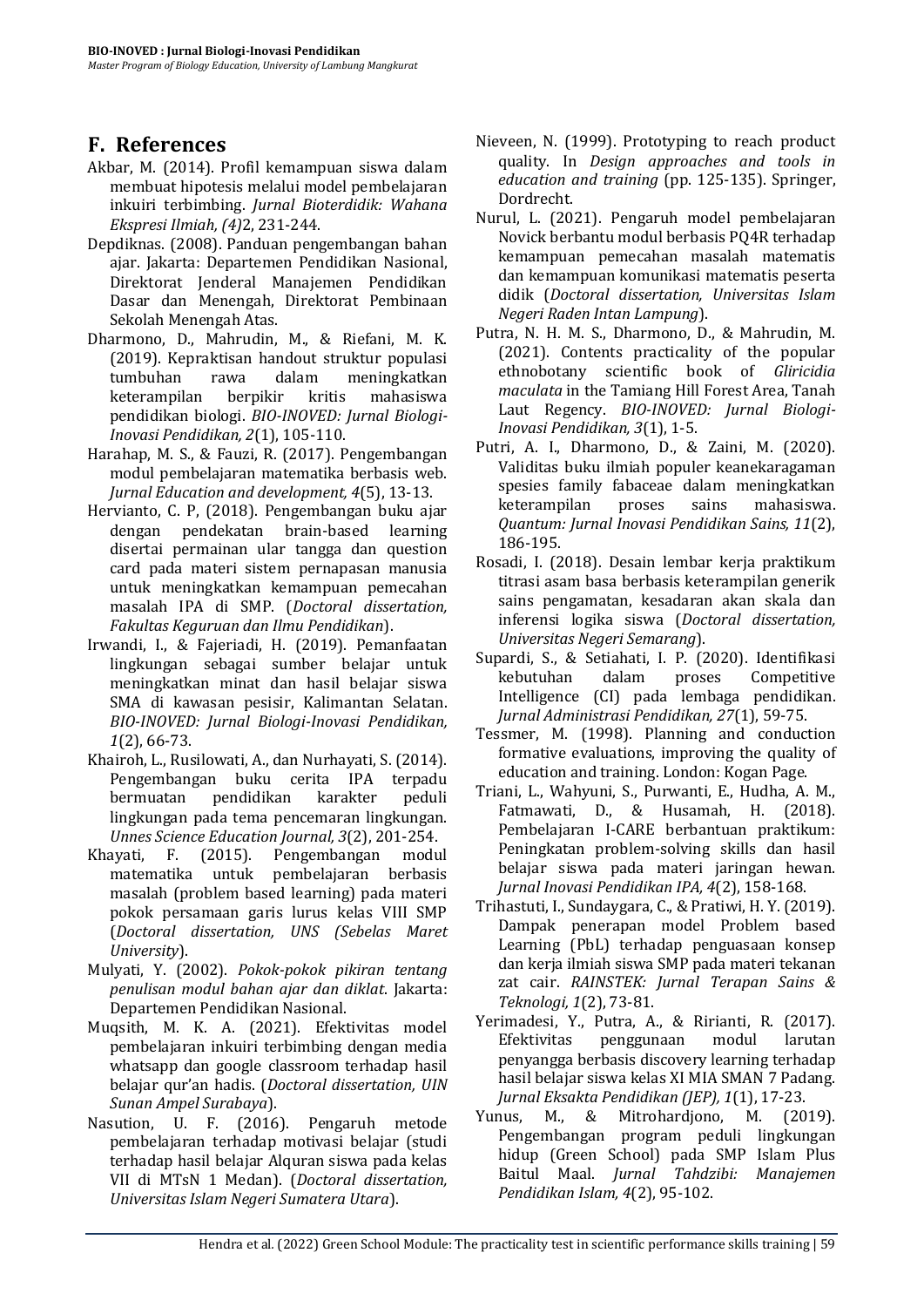## F. References

Akbar, M. (2014). Profil kemampuan siswa dalam membuat hipotesis melalui model pembelajaran inkuiri terbimbing. *Jurnal Bioterdidik: Wahana Ekspresi Ilmiah, (4)*2, 231-244.

Depdiknas. (2008). Panduan pengembangan bahan ajar. Jakarta: Departemen Pendidikan Nasional, Direktorat Jenderal Manajemen Pendidikan Dasar dan Menengah, Direktorat Pembinaan Sekolah Menengah Atas.

Dharmono, D., Mahrudin, M., & Riefani, M. K. (2019). Kepraktisan handout struktur populasi tumbuhan rawa dalam meningkatkan keterampilan berpikir kritis mahasiswa pendidikan biologi. *BIO-INOVED: Jurnal Biologi-Inovasi Pendidikan, 2*(1), 105-110.

Harahap, M. S., & Fauzi, R. (2017). Pengembangan modul pembelajaran matematika berbasis web. *Jurnal Education and development, 4*(5), 13-13.

Hervianto, C. P, (2018). Pengembangan buku ajar dengan pendekatan brain-based learning disertai permainan ular tangga dan question card pada materi sistem pernapasan manusia untuk meningkatkan kemampuan pemecahan masalah IPA di SMP. (*Doctoral dissertation, Fakultas Keguruan dan Ilmu Pendidikan*).

Irwandi, I., & Fajeriadi, H. (2019). Pemanfaatan lingkungan sebagai sumber belajar untuk meningkatkan minat dan hasil belajar siswa SMA di kawasan pesisir, Kalimantan Selatan. *BIO-INOVED: Jurnal Biologi-Inovasi Pendidikan, 1*(2), 66-73.

Khairoh, L., Rusilowati, A., dan Nurhayati, S. (2014). Pengembangan buku cerita IPA terpadu bermuatan pendidikan karakter peduli lingkungan pada tema pencemaran lingkungan. *Unnes Science Education Journal, 3*(2), 201-254.

Khayati, F. (2015). Pengembangan modul matematika untuk pembelajaran berbasis masalah (problem based learning) pada materi pokok persamaan garis lurus kelas VIII SMP (*Doctoral dissertation, UNS (Sebelas Maret University*).

Mulyati, Y. (2002). *Pokok-pokok pikiran tentang penulisan modul bahan ajar dan diklat*. Jakarta: Departemen Pendidikan Nasional.

Muqsith, M. K. A. (2021). Efektivitas model pembelajaran inkuiri terbimbing dengan media whatsapp dan google classroom terhadap hasil belajar qur'an hadis. (*Doctoral dissertation, UIN Sunan Ampel Surabaya*).

Nasution, U. F. (2016). Pengaruh metode pembelajaran terhadap motivasi belajar (studi terhadap hasil belajar Alquran siswa pada kelas VII di MTsN 1 Medan). (*Doctoral dissertation, Universitas Islam Negeri Sumatera Utara*).

Nieveen, N. (1999). Prototyping to reach product quality. In *Design approaches and tools in education and training* (pp. 125-135). Springer, Dordrecht.

Nurul, L. (2021). Pengaruh model pembelajaran Novick berbantu modul berbasis PQ4R terhadap kemampuan pemecahan masalah matematis dan kemampuan komunikasi matematis peserta didik (*Doctoral dissertation, Universitas Islam Negeri Raden Intan Lampung*).

Putra, N. H. M. S., Dharmono, D., & Mahrudin, M. (2021). Contents practicality of the popular ethnobotany scientific book of *Gliricidia maculata* in the Tamiang Hill Forest Area, Tanah Laut Regency. *BIO-INOVED: Jurnal Biologi-Inovasi Pendidikan, 3*(1), 1-5.

Putri, A. I., Dharmono, D., & Zaini, M. (2020). Validitas buku ilmiah populer keanekaragaman spesies family fabaceae dalam meningkatkan keterampilan proses sains mahasiswa. *Quantum: Jurnal Inovasi Pendidikan Sains, 11*(2), 186-195.

Rosadi, I. (2018). Desain lembar kerja praktikum titrasi asam basa berbasis keterampilan generik sains pengamatan, kesadaran akan skala dan inferensi logika siswa (*Doctoral dissertation, Universitas Negeri Semarang*).

Supardi, S., & Setiahati, I. P. (2020). Identifikasi kebutuhan dalam proses Competitive Intelligence (CI) pada lembaga pendidikan. *Jurnal Administrasi Pendidikan, 27*(1), 59-75.

Tessmer, M. (1998). Planning and conduction formative evaluations, improving the quality of education and training. London: Kogan Page.

Triani, L., Wahyuni, S., Purwanti, E., Hudha, A. M., Fatmawati, D., & Husamah, H. (2018). Pembelajaran I-CARE berbantuan praktikum: Peningkatan problem-solving skills dan hasil belajar siswa pada materi jaringan hewan. *Jurnal Inovasi Pendidikan IPA, 4*(2), 158-168.

Trihastuti, I., Sundaygara, C., & Pratiwi, H. Y. (2019). Dampak penerapan model Problem based Learning (PbL) terhadap penguasaan konsep dan kerja ilmiah siswa SMP pada materi tekanan zat cair. *RAINSTEK: Jurnal Terapan Sains & Teknologi, 1*(2), 73-81.

Yerimadesi, Y., Putra, A., & Ririanti, R. (2017). Efektivitas penggunaan modul larutan penyangga berbasis discovery learning terhadap hasil belajar siswa kelas XI MIA SMAN 7 Padang. *Jurnal Eksakta Pendidikan (JEP), 1*(1), 17-23.

Yunus, M., & Mitrohardjono, M. (2019). Pengembangan program peduli lingkungan hidup (Green School) pada SMP Islam Plus Baitul Maal. *Jurnal Tahdzibi: Manajemen Pendidikan Islam, 4*(2), 95-102.